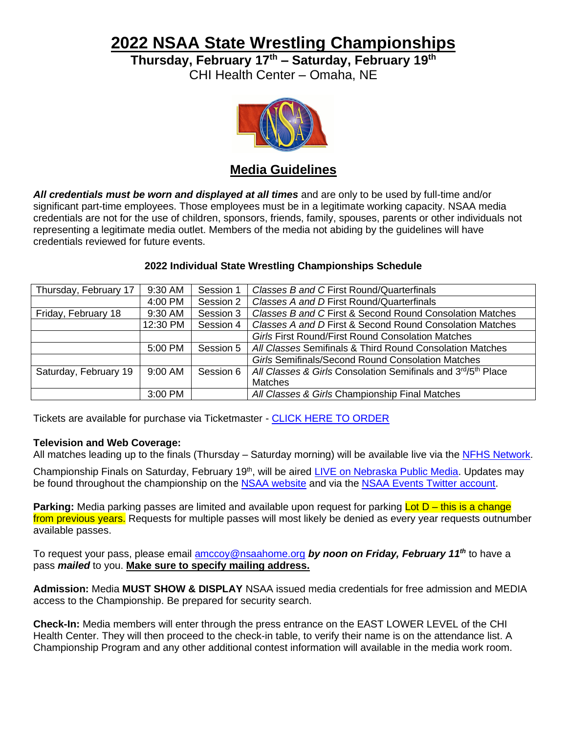# 2022 NSAA State Wrestling Championships

**Thursday, February 17th – Saturday, February 19th**

CHI Health Center – Omaha, NE

## Media Guidelines

***All credentials must be worn and displayed at all times*** and are only to be used by full-time and/or significant part-time employees. Those employees must be in a legitimate working capacity. NSAA media credentials are not for the use of children, sponsors, friends, family, spouses, parents or other individuals not representing a legitimate media outlet. Members of the media not abiding by the guidelines will have credentials reviewed for future events.

**2022 Individual State Wrestling Championships Schedule**

| | | | |
|---|---|---|---|
| Thursday, February 17 | 9:30 AM | Session 1 | *Classes B and C* First Round/Quarterfinals |
| | 4:00 PM | Session 2 | *Classes A and D* First Round/Quarterfinals |
| Friday, February 18 | 9:30 AM | Session 3 | *Classes B and C* First & Second Round Consolation Matches |
| | 12:30 PM | Session 4 | *Classes A and D* First & Second Round Consolation Matches |
| | | | *Girls* First Round/First Round Consolation Matches |
| | 5:00 PM | Session 5 | *All Classes* Semifinals & Third Round Consolation Matches |
| | | | *Girls* Semifinals/Second Round Consolation Matches |
| Saturday, February 19 | 9:00 AM | Session 6 | *All Classes & Girls* Consolation Semifinals and 3rd/5th Place Matches |
| | 3:00 PM | | *All Classes & Girls* Championship Final Matches |

Tickets are available for purchase via Ticketmaster - CLICK HERE TO ORDER

**Television and Web Coverage:**
All matches leading up to the finals (Thursday – Saturday morning) will be available live via the NFHS Network.

Championship Finals on Saturday, February 19th, will be aired LIVE on Nebraska Public Media. Updates may be found throughout the championship on the NSAA website and via the NSAA Events Twitter account.

**Parking:** Media parking passes are limited and available upon request for parking Lot D – this is a change from previous years. Requests for multiple passes will most likely be denied as every year requests outnumber available passes.

To request your pass, please email amccoy@nsaahome.org ***by noon on Friday, February 11th*** to have a pass ***mailed*** to you. **Make sure to specify mailing address.**

**Admission:** Media **MUST SHOW & DISPLAY** NSAA issued media credentials for free admission and MEDIA access to the Championship. Be prepared for security search.

**Check-In:** Media members will enter through the press entrance on the EAST LOWER LEVEL of the CHI Health Center. They will then proceed to the check-in table, to verify their name is on the attendance list. A Championship Program and any other additional contest information will available in the media work room.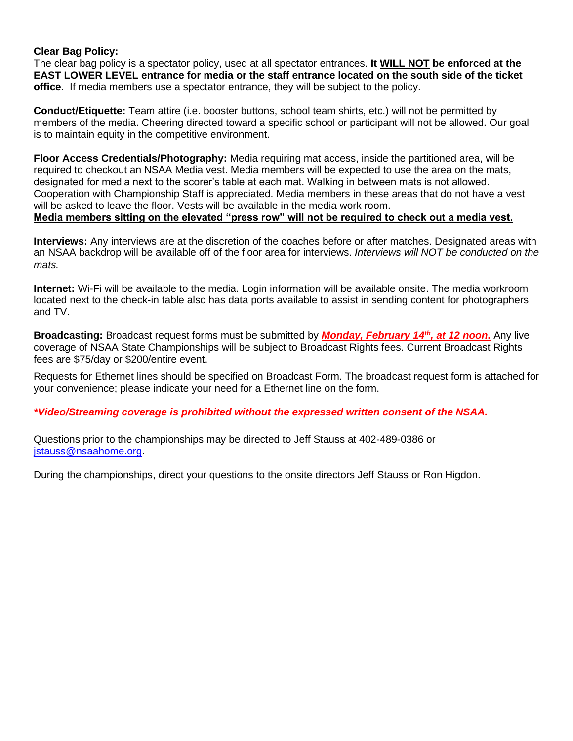**Clear Bag Policy:**
The clear bag policy is a spectator policy, used at all spectator entrances. **It WILL NOT be enforced at the EAST LOWER LEVEL entrance for media or the staff entrance located on the south side of the ticket office**. If media members use a spectator entrance, they will be subject to the policy.

**Conduct/Etiquette:** Team attire (i.e. booster buttons, school team shirts, etc.) will not be permitted by members of the media. Cheering directed toward a specific school or participant will not be allowed. Our goal is to maintain equity in the competitive environment.

**Floor Access Credentials/Photography:** Media requiring mat access, inside the partitioned area, will be required to checkout an NSAA Media vest. Media members will be expected to use the area on the mats, designated for media next to the scorer's table at each mat. Walking in between mats is not allowed. Cooperation with Championship Staff is appreciated. Media members in these areas that do not have a vest will be asked to leave the floor. Vests will be available in the media work room.
**Media members sitting on the elevated "press row" will not be required to check out a media vest.**

**Interviews:** Any interviews are at the discretion of the coaches before or after matches. Designated areas with an NSAA backdrop will be available off of the floor area for interviews. *Interviews will NOT be conducted on the mats.*

**Internet:** Wi-Fi will be available to the media. Login information will be available onsite. The media workroom located next to the check-in table also has data ports available to assist in sending content for photographers and TV.

**Broadcasting:** Broadcast request forms must be submitted by ***Monday, February 14th, at 12 noon*****.** Any live coverage of NSAA State Championships will be subject to Broadcast Rights fees. Current Broadcast Rights fees are $75/day or $200/entire event.

Requests for Ethernet lines should be specified on Broadcast Form. The broadcast request form is attached for your convenience; please indicate your need for a Ethernet line on the form.

***Video/Streaming coverage is prohibited without the expressed written consent of the NSAA.***

Questions prior to the championships may be directed to Jeff Stauss at 402-489-0386 or jstauss@nsaahome.org.

During the championships, direct your questions to the onsite directors Jeff Stauss or Ron Higdon.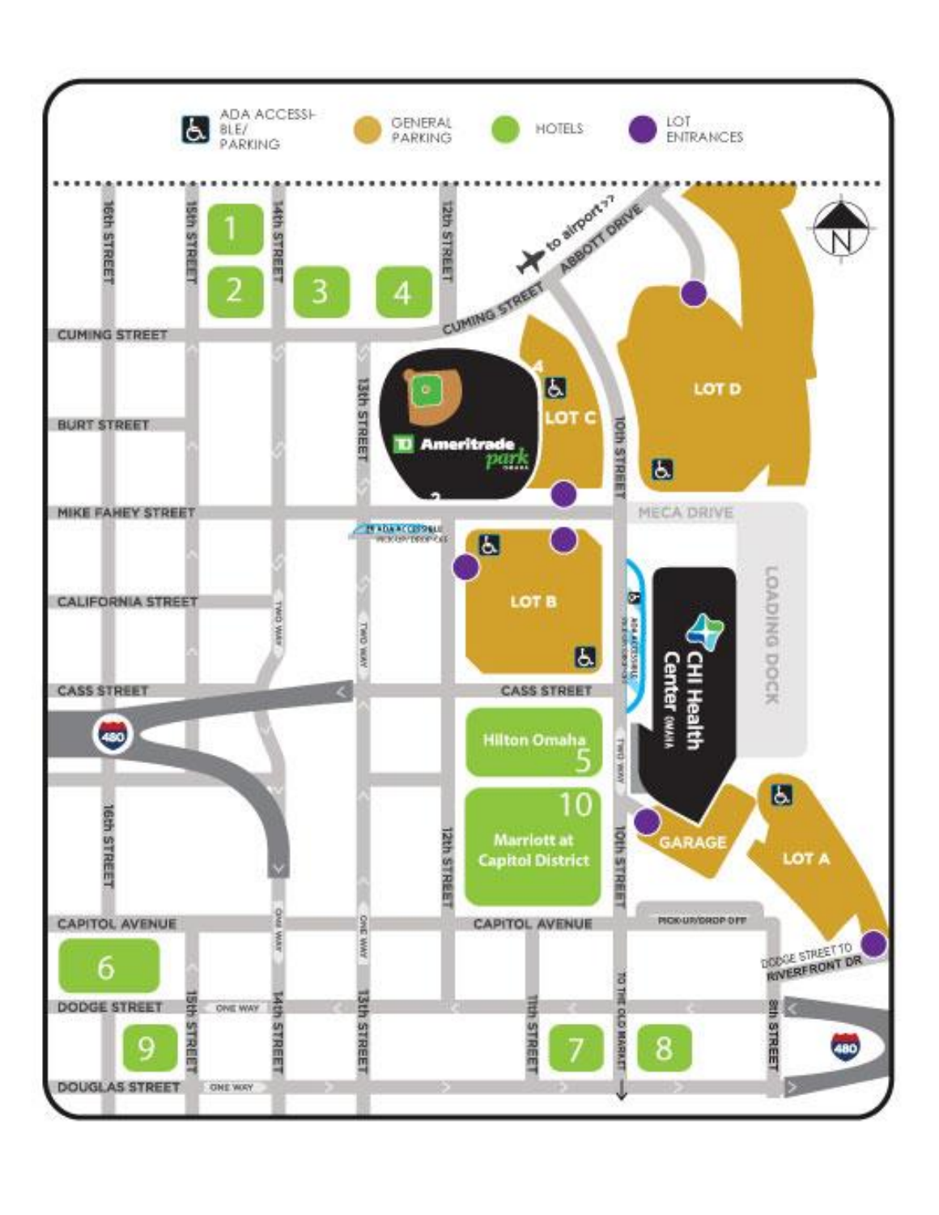ADA ACCESSIBLE/ PARKING

GENERAL PARKING

HOTELS

LOT ENTRANCES

16th STREET

15th STREET

14th STREET

12th STREET

to airport >>

ABBOTT DRIVE

CUMING STREET

1

2

3

4

BURT STREET

13th STREET

TD Ameritrade park OMAHA

LOT C

10th STREET

LOT D

MIKE FAHEY STREET

MECA DRIVE

ADA ACCESSIBLE PICK-UP/DROP-OFF

LOT B

CALIFORNIA STREET

TWO WAY

CHI Health Center OMAHA

LOADING DOCK

ADA ACCESSIBLE PICK-UP/DROP-OFF

CASS STREET

480

Hilton Omaha 5

10 Marriott at Capitol District

GARAGE

LOT A

CAPITOL AVENUE

PICK-UP/DROP OFF

ONE WAY

DODGE STREET TO RIVERFRONT DR

6

DODGE STREET

9

11th STREET

7

8

8th STREET

TO THE OLD MARKET

DOUGLAS STREET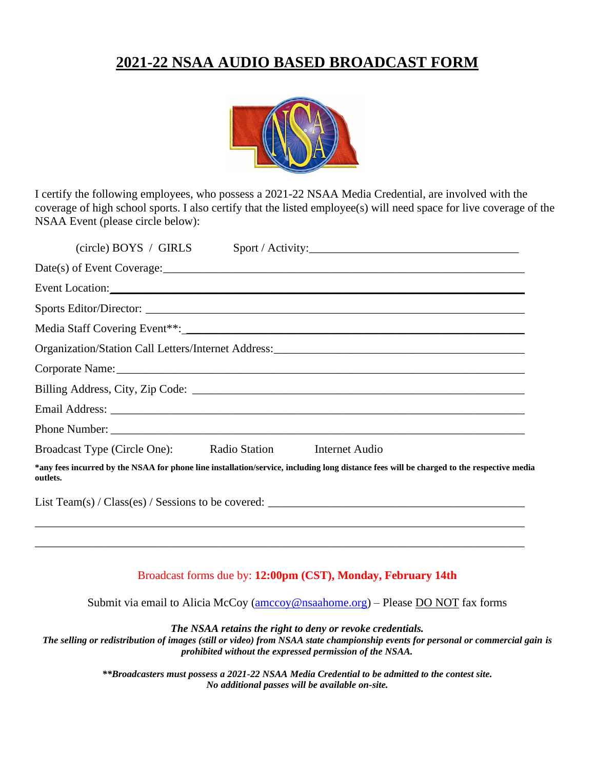# 2021-22 NSAA AUDIO BASED BROADCAST FORM

I certify the following employees, who possess a 2021-22 NSAA Media Credential, are involved with the coverage of high school sports. I also certify that the listed employee(s) will need space for live coverage of the NSAA Event (please circle below):

(circle) BOYS / GIRLS Sport / Activity:___________________________________

Date(s) of Event Coverage:___________________________________________________________

Event Location:___________________________________________________________________

Sports Editor/Director: _____________________________________________________________

Media Staff Covering Event**:_________________________________________________________

Organization/Station Call Letters/Internet Address:__________________________________________

Corporate Name:___________________________________________________________________

Billing Address, City, Zip Code: _______________________________________________________

Email Address: ____________________________________________________________________

Phone Number: ____________________________________________________________________

Broadcast Type (Circle One): Radio Station Internet Audio

***any fees incurred by the NSAA for phone line installation/service, including long distance fees will be charged to the respective media outlets.**

List Team(s) / Class(es) / Sessions to be covered: __________________________________________

_____________________________________________________________________________

_____________________________________________________________________________

Broadcast forms due by: **12:00pm (CST), Monday, February 14th**

Submit via email to Alicia McCoy (amccoy@nsaahome.org) – Please DO NOT fax forms

***The NSAA retains the right to deny or revoke credentials.***
***The selling or redistribution of images (still or video) from NSAA state championship events for personal or commercial gain is prohibited without the expressed permission of the NSAA.***

*****Broadcasters must possess a 2021-22 NSAA Media Credential to be admitted to the contest site.***
***No additional passes will be available on-site.***